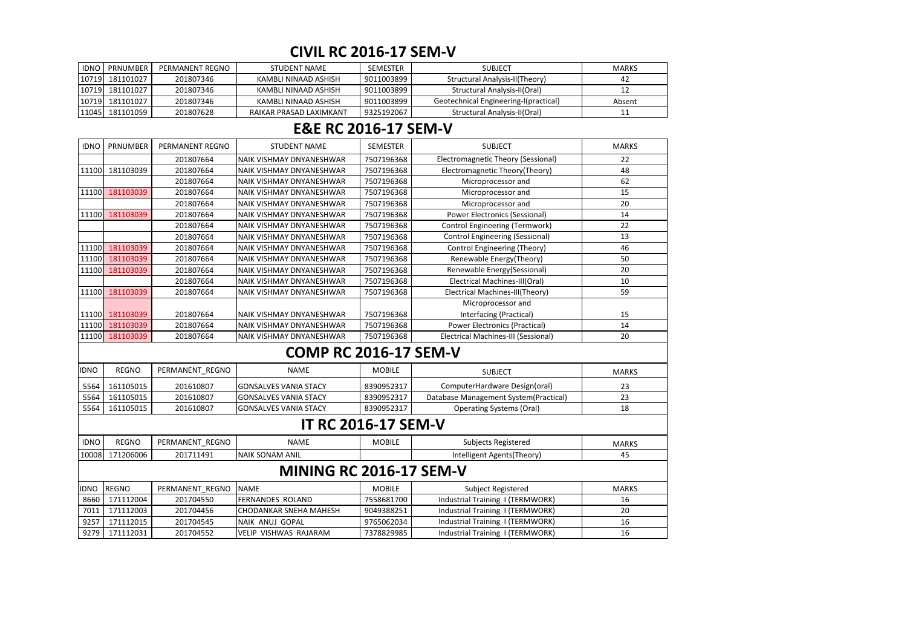# CIVIL RC 2016-17 SEM-V

| IDNO | PRNUMBER | PERMANENT REGNO | STUDENT NAME | SEMESTER | SUBJECT | MARKS |
|---|---|---|---|---|---|---|
| 10719 | 181101027 | 201807346 | KAMBLI NINAAD ASHISH | 9011003899 | Structural Analysis-II(Theory) | 42 |
| 10719 | 181101027 | 201807346 | KAMBLI NINAAD ASHISH | 9011003899 | Structural Analysis-II(Oral) | 12 |
| 10719 | 181101027 | 201807346 | KAMBLI NINAAD ASHISH | 9011003899 | Geotechnical Engineering-I(practical) | Absent |
| 11045 | 181101059 | 201807628 | RAIKAR PRASAD LAXIMKANT | 9325192067 | Structural Analysis-II(Oral) | 11 |

# E&E RC 2016-17 SEM-V

| IDNO | PRNUMBER | PERMANENT REGNO | STUDENT NAME | SEMESTER | SUBJECT | MARKS |
|---|---|---|---|---|---|---|
| | | 201807664 | NAIK VISHMAY DNYANESHWAR | 7507196368 | Electromagnetic Theory (Sessional) | 22 |
| 11100 | 181103039 | 201807664 | NAIK VISHMAY DNYANESHWAR | 7507196368 | Electromagnetic Theory(Theory) | 48 |
| | | 201807664 | NAIK VISHMAY DNYANESHWAR | 7507196368 | Microprocessor and | 62 |
| 11100 | 181103039 | 201807664 | NAIK VISHMAY DNYANESHWAR | 7507196368 | Microprocessor and | 15 |
| | | 201807664 | NAIK VISHMAY DNYANESHWAR | 7507196368 | Microprocessor and | 20 |
| 11100 | 181103039 | 201807664 | NAIK VISHMAY DNYANESHWAR | 7507196368 | Power Electronics (Sessional) | 14 |
| | | 201807664 | NAIK VISHMAY DNYANESHWAR | 7507196368 | Control Engineering (Termwork) | 22 |
| | | 201807664 | NAIK VISHMAY DNYANESHWAR | 7507196368 | Control Engineering (Sessional) | 13 |
| 11100 | 181103039 | 201807664 | NAIK VISHMAY DNYANESHWAR | 7507196368 | Control Engineering (Theory) | 46 |
| 11100 | 181103039 | 201807664 | NAIK VISHMAY DNYANESHWAR | 7507196368 | Renewable Energy(Theory) | 50 |
| 11100 | 181103039 | 201807664 | NAIK VISHMAY DNYANESHWAR | 7507196368 | Renewable Energy(Sessional) | 20 |
| | | 201807664 | NAIK VISHMAY DNYANESHWAR | 7507196368 | Electrical Machines-III(Oral) | 10 |
| 11100 | 181103039 | 201807664 | NAIK VISHMAY DNYANESHWAR | 7507196368 | Electrical Machines-III(Theory) | 59 |
| 11100 | 181103039 | 201807664 | NAIK VISHMAY DNYANESHWAR | 7507196368 | Microprocessor and Interfacing (Practical) | 15 |
| 11100 | 181103039 | 201807664 | NAIK VISHMAY DNYANESHWAR | 7507196368 | Power Electronics (Practical) | 14 |
| 11100 | 181103039 | 201807664 | NAIK VISHMAY DNYANESHWAR | 7507196368 | Electrical Machines-III (Sessional) | 20 |

# COMP RC 2016-17 SEM-V

| IDNO | REGNO | PERMANENT_REGNO | NAME | MOBILE | SUBJECT | MARKS |
|---|---|---|---|---|---|---|
| 5564 | 161105015 | 201610807 | GONSALVES VANIA STACY | 8390952317 | ComputerHardware Design(oral) | 23 |
| 5564 | 161105015 | 201610807 | GONSALVES VANIA STACY | 8390952317 | Database Management System(Practical) | 23 |
| 5564 | 161105015 | 201610807 | GONSALVES VANIA STACY | 8390952317 | Operating Systems (Oral) | 18 |

# IT RC 2016-17 SEM-V

| IDNO | REGNO | PERMANENT_REGNO | NAME | MOBILE | Subjects Registered | MARKS |
|---|---|---|---|---|---|---|
| 10008 | 171206006 | 201711491 | NAIK SONAM ANIL | | Intelligent Agents(Theory) | 45 |

# MINING RC 2016-17 SEM-V

| IDNO | REGNO | PERMANENT_REGNO | NAME | MOBILE | Subject Registered | MARKS |
|---|---|---|---|---|---|---|
| 8660 | 171112004 | 201704550 | FERNANDES ROLAND | 7558681700 | Industrial Training I (TERMWORK) | 16 |
| 7011 | 171112003 | 201704456 | CHODANKAR SNEHA MAHESH | 9049388251 | Industrial Training I (TERMWORK) | 20 |
| 9257 | 171112015 | 201704545 | NAIK ANUJ GOPAL | 9765062034 | Industrial Training I (TERMWORK) | 16 |
| 9279 | 171112031 | 201704552 | VELIP VISHWAS RAJARAM | 7378829985 | Industrial Training I (TERMWORK) | 16 |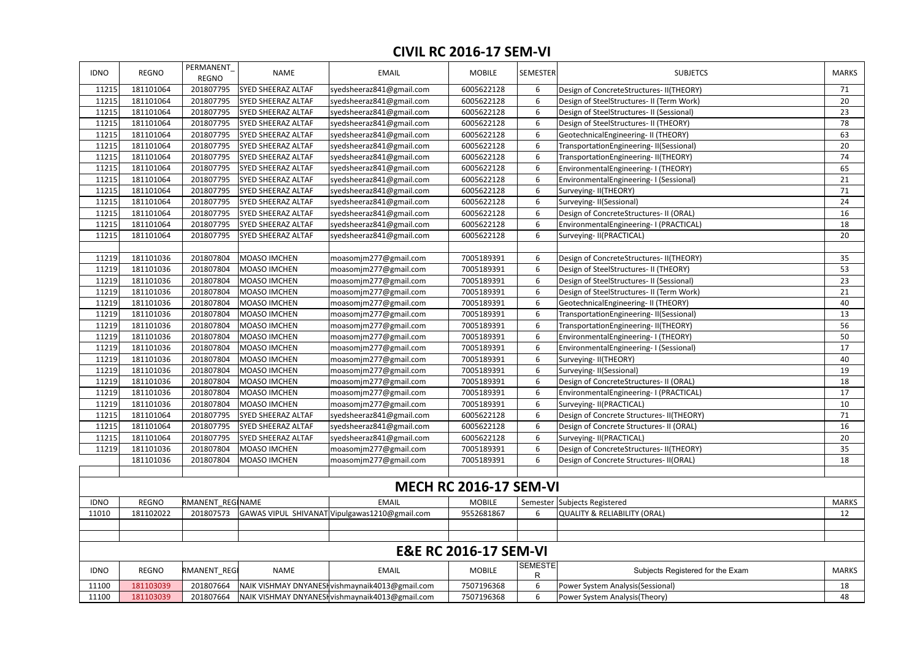## CIVIL RC 2016-17 SEM-VI

| IDNO | REGNO | PERMANENT_REGNO | NAME | EMAIL | MOBILE | SEMESTER | SUBJETCS | MARKS |
|---|---|---|---|---|---|---|---|---|
| 11215 | 181101064 | 201807795 | SYED SHEERAZ ALTAF | syedsheeraz841@gmail.com | 6005622128 | 6 | Design of ConcreteStructures- II(THEORY) | 71 |
| 11215 | 181101064 | 201807795 | SYED SHEERAZ ALTAF | syedsheeraz841@gmail.com | 6005622128 | 6 | Design of SteelStructures- II (Term Work) | 20 |
| 11215 | 181101064 | 201807795 | SYED SHEERAZ ALTAF | syedsheeraz841@gmail.com | 6005622128 | 6 | Design of SteelStructures- II (Sessional) | 23 |
| 11215 | 181101064 | 201807795 | SYED SHEERAZ ALTAF | syedsheeraz841@gmail.com | 6005622128 | 6 | Design of SteelStructures- II (THEORY) | 78 |
| 11215 | 181101064 | 201807795 | SYED SHEERAZ ALTAF | syedsheeraz841@gmail.com | 6005622128 | 6 | GeotechnicalEngineering- II (THEORY) | 63 |
| 11215 | 181101064 | 201807795 | SYED SHEERAZ ALTAF | syedsheeraz841@gmail.com | 6005622128 | 6 | TransportationEngineering- II(Sessional) | 20 |
| 11215 | 181101064 | 201807795 | SYED SHEERAZ ALTAF | syedsheeraz841@gmail.com | 6005622128 | 6 | TransportationEngineering- II(THEORY) | 74 |
| 11215 | 181101064 | 201807795 | SYED SHEERAZ ALTAF | syedsheeraz841@gmail.com | 6005622128 | 6 | EnvironmentalEngineering- I (THEORY) | 65 |
| 11215 | 181101064 | 201807795 | SYED SHEERAZ ALTAF | syedsheeraz841@gmail.com | 6005622128 | 6 | EnvironmentalEngineering- I (Sessional) | 21 |
| 11215 | 181101064 | 201807795 | SYED SHEERAZ ALTAF | syedsheeraz841@gmail.com | 6005622128 | 6 | Surveying- II(THEORY) | 71 |
| 11215 | 181101064 | 201807795 | SYED SHEERAZ ALTAF | syedsheeraz841@gmail.com | 6005622128 | 6 | Surveying- II(Sessional) | 24 |
| 11215 | 181101064 | 201807795 | SYED SHEERAZ ALTAF | syedsheeraz841@gmail.com | 6005622128 | 6 | Design of ConcreteStructures- II (ORAL) | 16 |
| 11215 | 181101064 | 201807795 | SYED SHEERAZ ALTAF | syedsheeraz841@gmail.com | 6005622128 | 6 | EnvironmentalEngineering- I (PRACTICAL) | 18 |
| 11215 | 181101064 | 201807795 | SYED SHEERAZ ALTAF | syedsheeraz841@gmail.com | 6005622128 | 6 | Surveying- II(PRACTICAL) | 20 |
| | | | | | | | | |
| 11219 | 181101036 | 201807804 | MOASO IMCHEN | moasomjm277@gmail.com | 7005189391 | 6 | Design of ConcreteStructures- II(THEORY) | 35 |
| 11219 | 181101036 | 201807804 | MOASO IMCHEN | moasomjm277@gmail.com | 7005189391 | 6 | Design of SteelStructures- II (THEORY) | 53 |
| 11219 | 181101036 | 201807804 | MOASO IMCHEN | moasomjm277@gmail.com | 7005189391 | 6 | Design of SteelStructures- II (Sessional) | 23 |
| 11219 | 181101036 | 201807804 | MOASO IMCHEN | moasomjm277@gmail.com | 7005189391 | 6 | Design of SteelStructures- II (Term Work) | 21 |
| 11219 | 181101036 | 201807804 | MOASO IMCHEN | moasomjm277@gmail.com | 7005189391 | 6 | GeotechnicalEngineering- II (THEORY) | 40 |
| 11219 | 181101036 | 201807804 | MOASO IMCHEN | moasomjm277@gmail.com | 7005189391 | 6 | TransportationEngineering- II(Sessional) | 13 |
| 11219 | 181101036 | 201807804 | MOASO IMCHEN | moasomjm277@gmail.com | 7005189391 | 6 | TransportationEngineering- II(THEORY) | 56 |
| 11219 | 181101036 | 201807804 | MOASO IMCHEN | moasomjm277@gmail.com | 7005189391 | 6 | EnvironmentalEngineering- I (THEORY) | 50 |
| 11219 | 181101036 | 201807804 | MOASO IMCHEN | moasomjm277@gmail.com | 7005189391 | 6 | EnvironmentalEngineering- I (Sessional) | 17 |
| 11219 | 181101036 | 201807804 | MOASO IMCHEN | moasomjm277@gmail.com | 7005189391 | 6 | Surveying- II(THEORY) | 40 |
| 11219 | 181101036 | 201807804 | MOASO IMCHEN | moasomjm277@gmail.com | 7005189391 | 6 | Surveying- II(Sessional) | 19 |
| 11219 | 181101036 | 201807804 | MOASO IMCHEN | moasomjm277@gmail.com | 7005189391 | 6 | Design of ConcreteStructures- II (ORAL) | 18 |
| 11219 | 181101036 | 201807804 | MOASO IMCHEN | moasomjm277@gmail.com | 7005189391 | 6 | EnvironmentalEngineering- I (PRACTICAL) | 17 |
| 11219 | 181101036 | 201807804 | MOASO IMCHEN | moasomjm277@gmail.com | 7005189391 | 6 | Surveying- II(PRACTICAL) | 10 |
| 11215 | 181101064 | 201807795 | SYED SHEERAZ ALTAF | syedsheeraz841@gmail.com | 6005622128 | 6 | Design of Concrete Structures- II(THEORY) | 71 |
| 11215 | 181101064 | 201807795 | SYED SHEERAZ ALTAF | syedsheeraz841@gmail.com | 6005622128 | 6 | Design of Concrete Structures- II (ORAL) | 16 |
| 11215 | 181101064 | 201807795 | SYED SHEERAZ ALTAF | syedsheeraz841@gmail.com | 6005622128 | 6 | Surveying- II(PRACTICAL) | 20 |
| 11219 | 181101036 | 201807804 | MOASO IMCHEN | moasomjm277@gmail.com | 7005189391 | 6 | Design of ConcreteStructures- II(THEORY) | 35 |
| | 181101036 | 201807804 | MOASO IMCHEN | moasomjm277@gmail.com | 7005189391 | 6 | Design of Concrete Structures- II(ORAL) | 18 |

## MECH RC 2016-17 SEM-VI

| IDNO | REGNO | RMANENT_REG | NAME | EMAIL | MOBILE | Semester | Subjects Registered | MARKS |
|---|---|---|---|---|---|---|---|---|
| 11010 | 181102022 | 201807573 | GAWAS VIPUL SHIVANAT | Vipulgawas1210@gmail.com | 9552681867 | 6 | QUALITY & RELIABILITY (ORAL) | 12 |

## E&E RC 2016-17 SEM-VI

| IDNO | REGNO | RMANENT_REGI | NAME | EMAIL | MOBILE | SEMESTER | Subjects Registered for the Exam | MARKS |
|---|---|---|---|---|---|---|---|---|
| 11100 | 181103039 | 201807664 | NAIK VISHMAY DNYANESH | vishmaynaik4013@gmail.com | 7507196368 | 6 | Power System Analysis(Sessional) | 18 |
| 11100 | 181103039 | 201807664 | NAIK VISHMAY DNYANESH | vishmaynaik4013@gmail.com | 7507196368 | 6 | Power System Analysis(Theory) | 48 |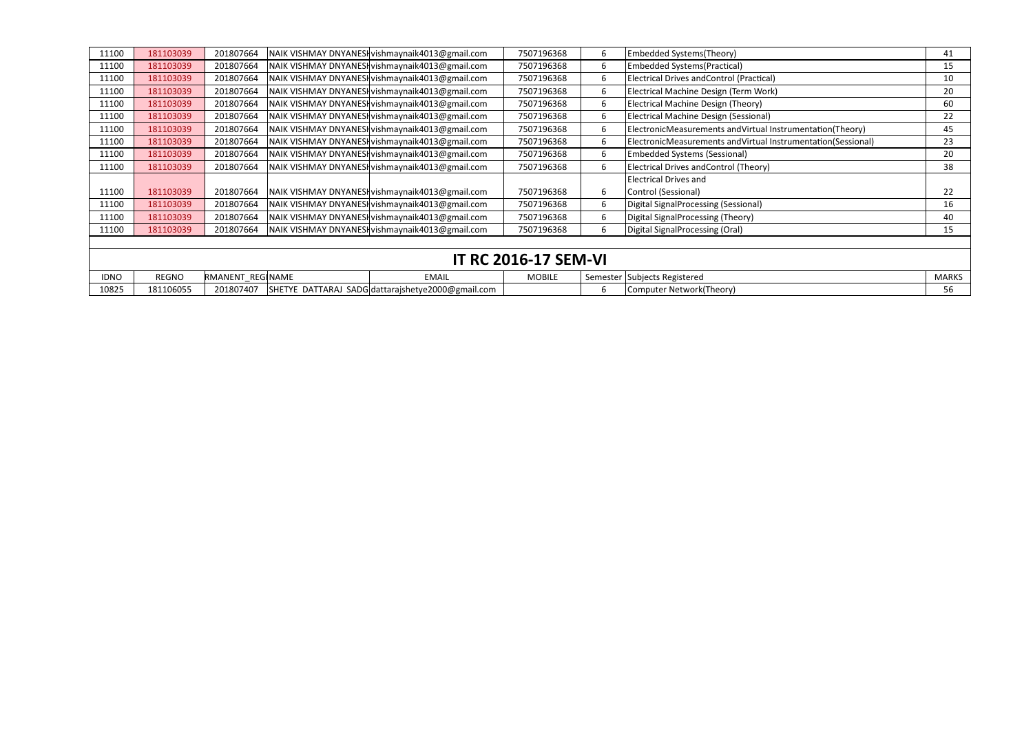| 11100 | 181103039 | 201807664 | NAIK VISHMAY DNYANESH | vishmaynaik4013@gmail.com | 7507196368 | 6 | Embedded Systems(Theory) | 41 |
|---|---|---|---|---|---|---|---|---|
| 11100 | 181103039 | 201807664 | NAIK VISHMAY DNYANESH | vishmaynaik4013@gmail.com | 7507196368 | 6 | Embedded Systems(Practical) | 15 |
| 11100 | 181103039 | 201807664 | NAIK VISHMAY DNYANESH | vishmaynaik4013@gmail.com | 7507196368 | 6 | Electrical Drives andControl (Practical) | 10 |
| 11100 | 181103039 | 201807664 | NAIK VISHMAY DNYANESH | vishmaynaik4013@gmail.com | 7507196368 | 6 | Electrical Machine Design (Term Work) | 20 |
| 11100 | 181103039 | 201807664 | NAIK VISHMAY DNYANESH | vishmaynaik4013@gmail.com | 7507196368 | 6 | Electrical Machine Design (Theory) | 60 |
| 11100 | 181103039 | 201807664 | NAIK VISHMAY DNYANESH | vishmaynaik4013@gmail.com | 7507196368 | 6 | Electrical Machine Design (Sessional) | 22 |
| 11100 | 181103039 | 201807664 | NAIK VISHMAY DNYANESH | vishmaynaik4013@gmail.com | 7507196368 | 6 | ElectronicMeasurements andVirtual Instrumentation(Theory) | 45 |
| 11100 | 181103039 | 201807664 | NAIK VISHMAY DNYANESH | vishmaynaik4013@gmail.com | 7507196368 | 6 | ElectronicMeasurements andVirtual Instrumentation(Sessional) | 23 |
| 11100 | 181103039 | 201807664 | NAIK VISHMAY DNYANESH | vishmaynaik4013@gmail.com | 7507196368 | 6 | Embedded Systems (Sessional) | 20 |
| 11100 | 181103039 | 201807664 | NAIK VISHMAY DNYANESH | vishmaynaik4013@gmail.com | 7507196368 | 6 | Electrical Drives andControl (Theory) | 38 |
| 11100 | 181103039 | 201807664 | NAIK VISHMAY DNYANESH | vishmaynaik4013@gmail.com | 7507196368 | 6 | Electrical Drives and Control (Sessional) | 22 |
| 11100 | 181103039 | 201807664 | NAIK VISHMAY DNYANESH | vishmaynaik4013@gmail.com | 7507196368 | 6 | Digital SignalProcessing (Sessional) | 16 |
| 11100 | 181103039 | 201807664 | NAIK VISHMAY DNYANESH | vishmaynaik4013@gmail.com | 7507196368 | 6 | Digital SignalProcessing (Theory) | 40 |
| 11100 | 181103039 | 201807664 | NAIK VISHMAY DNYANESH | vishmaynaik4013@gmail.com | 7507196368 | 6 | Digital SignalProcessing (Oral) | 15 |

## IT RC 2016-17 SEM-VI

| IDNO | REGNO | RMANENT_REG | NAME | EMAIL | MOBILE | Semester | Subjects Registered | MARKS |
|---|---|---|---|---|---|---|---|---|
| 10825 | 181106055 | 201807407 | SHETYE DATTARAJ SADG | dattarajshetye2000@gmail.com | | 6 | Computer Network(Theory) | 56 |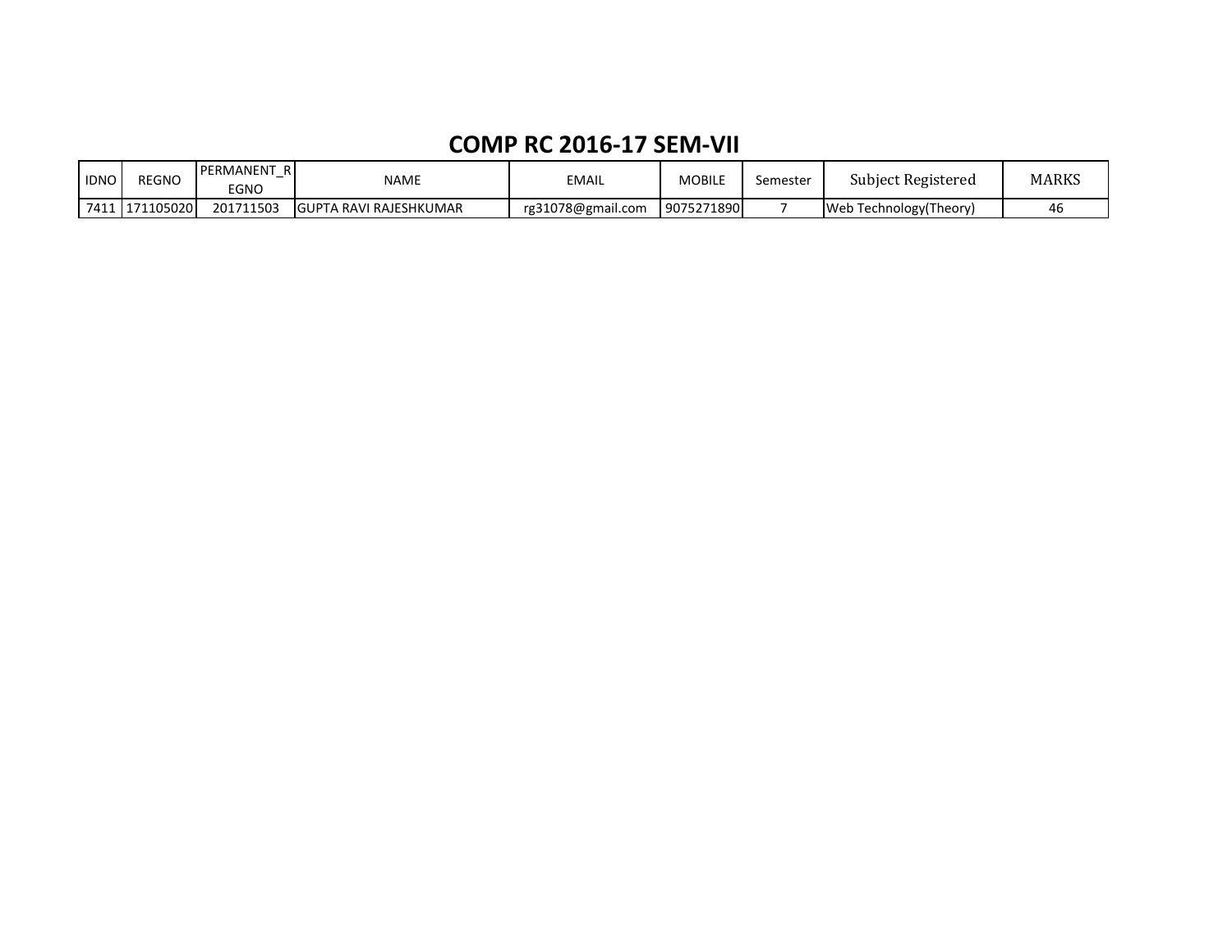# COMP RC 2016-17 SEM-VII

| IDNO | REGNO | PERMANENT_REGNO | NAME | EMAIL | MOBILE | Semester | Subject Registered | MARKS |
|---|---|---|---|---|---|---|---|---|
| 7411 | 171105020 | 201711503 | GUPTA RAVI RAJESHKUMAR | rg31078@gmail.com | 9075271890 | 7 | Web Technology(Theory) | 46 |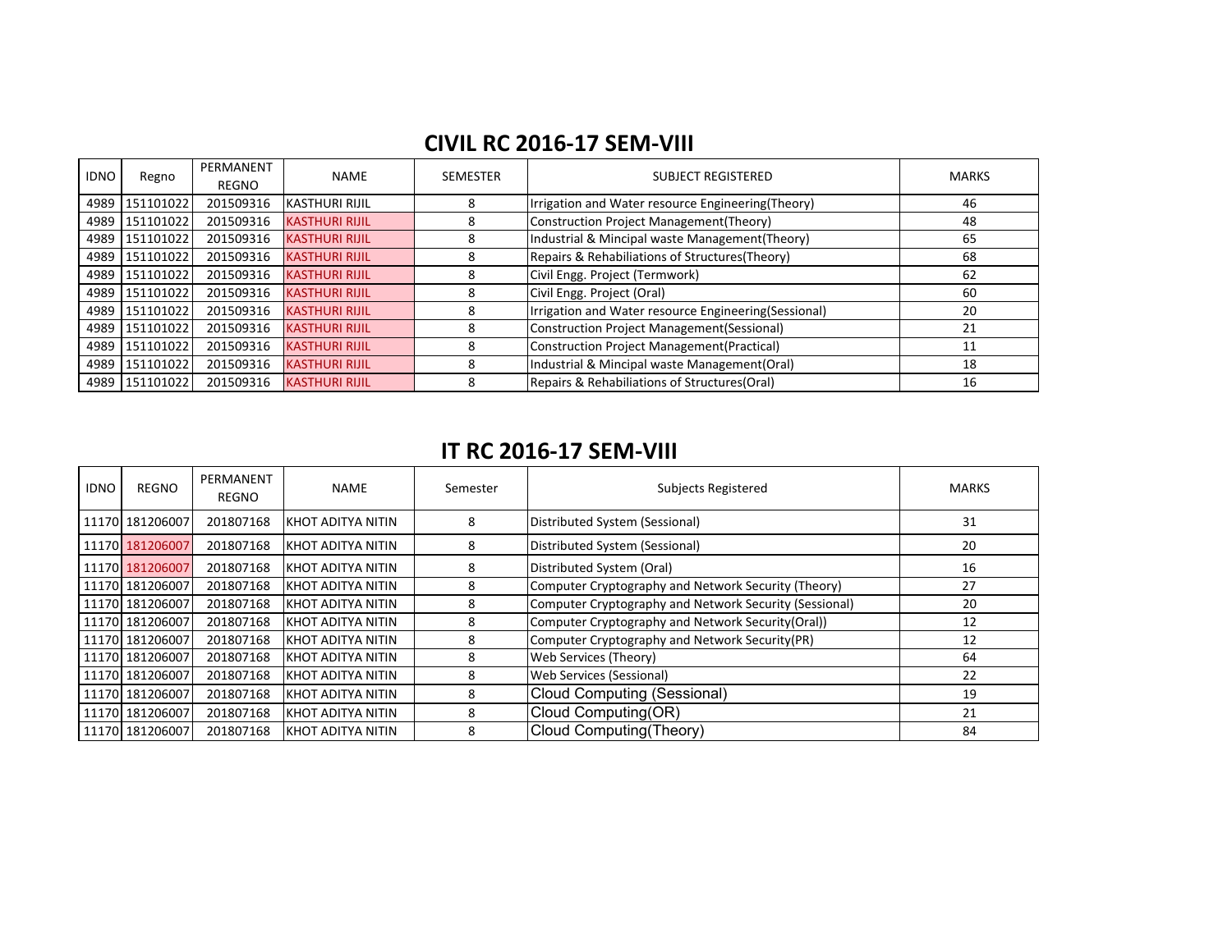## CIVIL RC 2016-17 SEM-VIII

| IDNO | Regno | PERMANENT REGNO | NAME | SEMESTER | SUBJECT REGISTERED | MARKS |
|---|---|---|---|---|---|---|
| 4989 | 151101022 | 201509316 | KASTHURI RIJIL | 8 | Irrigation and Water resource Engineering(Theory) | 46 |
| 4989 | 151101022 | 201509316 | KASTHURI RIJIL | 8 | Construction Project Management(Theory) | 48 |
| 4989 | 151101022 | 201509316 | KASTHURI RIJIL | 8 | Industrial & Mincipal waste Management(Theory) | 65 |
| 4989 | 151101022 | 201509316 | KASTHURI RIJIL | 8 | Repairs & Rehabiliations of Structures(Theory) | 68 |
| 4989 | 151101022 | 201509316 | KASTHURI RIJIL | 8 | Civil Engg. Project (Termwork) | 62 |
| 4989 | 151101022 | 201509316 | KASTHURI RIJIL | 8 | Civil Engg. Project (Oral) | 60 |
| 4989 | 151101022 | 201509316 | KASTHURI RIJIL | 8 | Irrigation and Water resource Engineering(Sessional) | 20 |
| 4989 | 151101022 | 201509316 | KASTHURI RIJIL | 8 | Construction Project Management(Sessional) | 21 |
| 4989 | 151101022 | 201509316 | KASTHURI RIJIL | 8 | Construction Project Management(Practical) | 11 |
| 4989 | 151101022 | 201509316 | KASTHURI RIJIL | 8 | Industrial & Mincipal waste Management(Oral) | 18 |
| 4989 | 151101022 | 201509316 | KASTHURI RIJIL | 8 | Repairs & Rehabiliations of Structures(Oral) | 16 |

## IT RC 2016-17 SEM-VIII

| IDNO | REGNO | PERMANENT REGNO | NAME | Semester | Subjects Registered | MARKS |
|---|---|---|---|---|---|---|
| 11170 | 181206007 | 201807168 | KHOT ADITYA NITIN | 8 | Distributed System (Sessional) | 31 |
| 11170 | 181206007 | 201807168 | KHOT ADITYA NITIN | 8 | Distributed System (Sessional) | 20 |
| 11170 | 181206007 | 201807168 | KHOT ADITYA NITIN | 8 | Distributed System (Oral) | 16 |
| 11170 | 181206007 | 201807168 | KHOT ADITYA NITIN | 8 | Computer Cryptography and Network Security (Theory) | 27 |
| 11170 | 181206007 | 201807168 | KHOT ADITYA NITIN | 8 | Computer Cryptography and Network Security (Sessional) | 20 |
| 11170 | 181206007 | 201807168 | KHOT ADITYA NITIN | 8 | Computer Cryptography and Network Security(Oral)) | 12 |
| 11170 | 181206007 | 201807168 | KHOT ADITYA NITIN | 8 | Computer Cryptography and Network Security(PR) | 12 |
| 11170 | 181206007 | 201807168 | KHOT ADITYA NITIN | 8 | Web Services (Theory) | 64 |
| 11170 | 181206007 | 201807168 | KHOT ADITYA NITIN | 8 | Web Services (Sessional) | 22 |
| 11170 | 181206007 | 201807168 | KHOT ADITYA NITIN | 8 | Cloud Computing (Sessional) | 19 |
| 11170 | 181206007 | 201807168 | KHOT ADITYA NITIN | 8 | Cloud Computing(OR) | 21 |
| 11170 | 181206007 | 201807168 | KHOT ADITYA NITIN | 8 | Cloud Computing(Theory) | 84 |